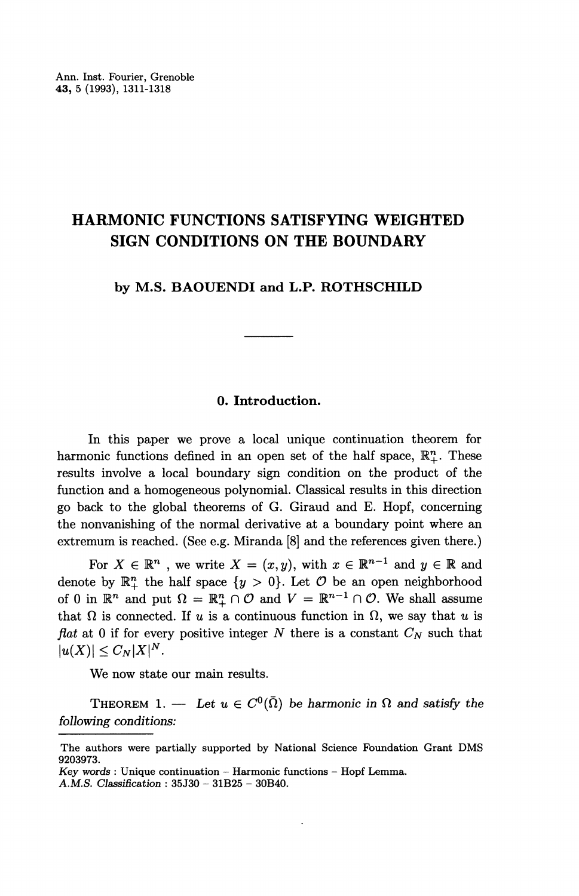Ann. Inst. Fourier, Grenoble
**43**, 5 (1993), 1311-1318

# HARMONIC FUNCTIONS SATISFYING WEIGHTED SIGN CONDITIONS ON THE BOUNDARY

**by M.S. BAOUENDI and L.P. ROTHSCHILD**

## 0. Introduction.

In this paper we prove a local unique continuation theorem for harmonic functions defined in an open set of the half space, $\mathbb{R}^n_+$. These results involve a local boundary sign condition on the product of the function and a homogeneous polynomial. Classical results in this direction go back to the global theorems of G. Giraud and E. Hopf, concerning the nonvanishing of the normal derivative at a boundary point where an extremum is reached. (See e.g. Miranda [8] and the references given there.)

For $X \in \mathbb{R}^n$ , we write $X = (x, y)$, with $x \in \mathbb{R}^{n-1}$ and $y \in \mathbb{R}$ and denote by $\mathbb{R}^n_+$ the half space $\{y > 0\}$. Let $\mathcal{O}$ be an open neighborhood of 0 in $\mathbb{R}^n$ and put $\Omega = \mathbb{R}^n_+ \cap \mathcal{O}$ and $V = \mathbb{R}^{n-1} \cap \mathcal{O}$. We shall assume that $\Omega$ is connected. If $u$ is a continuous function in $\Omega$, we say that $u$ is *flat* at 0 if for every positive integer $N$ there is a constant $C_N$ such that $|u(X)| \leq C_N |X|^N$.

We now state our main results.

THEOREM 1. — *Let $u \in C^0(\bar{\Omega})$ be harmonic in $\Omega$ and satisfy the following conditions:*

The authors were partially supported by National Science Foundation Grant DMS 9203973.
*Key words* : Unique continuation – Harmonic functions – Hopf Lemma.
*A.M.S. Classification* : 35J30 – 31B25 – 30B40.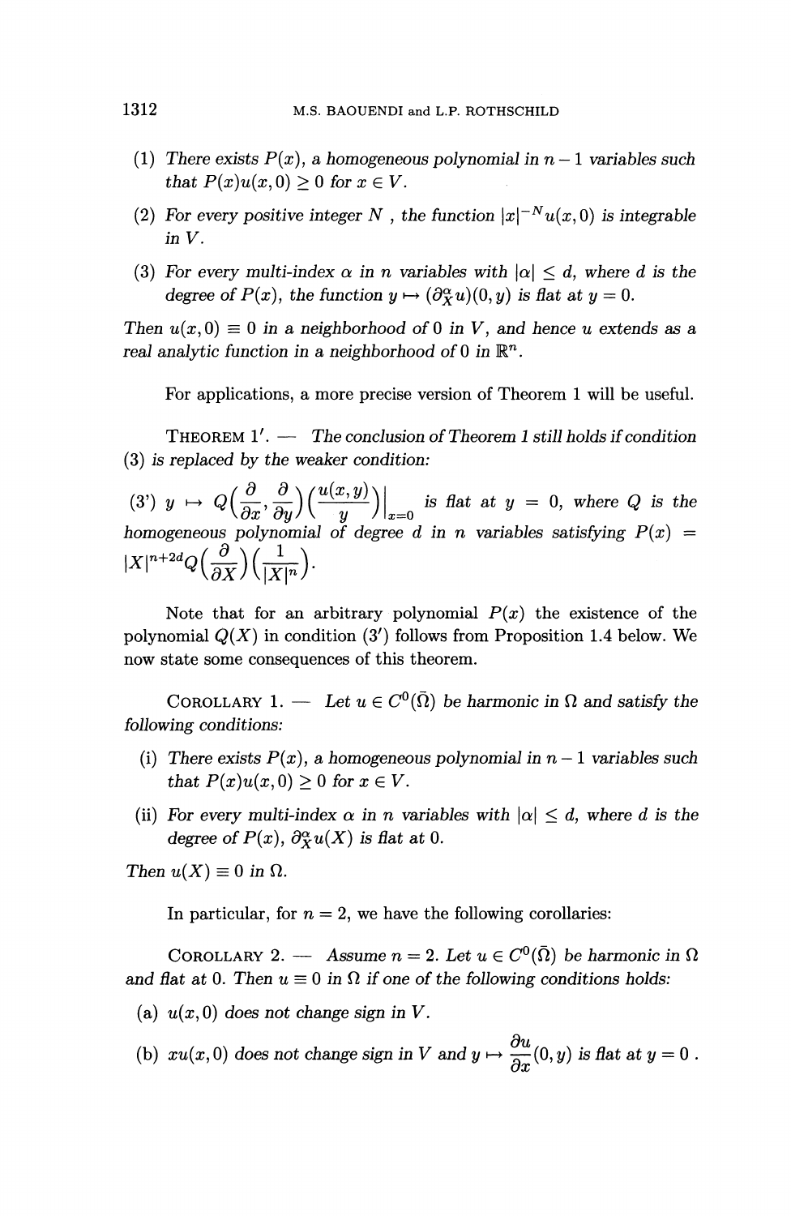(1) *There exists $P(x)$, a homogeneous polynomial in $n-1$ variables such that $P(x)u(x,0) \geq 0$ for $x \in V$.*

(2) *For every positive integer $N$, the function $|x|^{-N}u(x,0)$ is integrable in $V$.*

(3) *For every multi-index $\alpha$ in $n$ variables with $|\alpha| \leq d$, where $d$ is the degree of $P(x)$, the function $y \mapsto (\partial_X^\alpha u)(0,y)$ is flat at $y = 0$.*

*Then $u(x,0) \equiv 0$ in a neighborhood of $0$ in $V$, and hence $u$ extends as a real analytic function in a neighborhood of $0$ in $\mathbb{R}^n$.*

For applications, a more precise version of Theorem 1 will be useful.

THEOREM 1′. — *The conclusion of Theorem 1 still holds if condition (3) is replaced by the weaker condition:*

(3′) $y \mapsto Q\left(\frac{\partial}{\partial x}, \frac{\partial}{\partial y}\right)\left(\frac{u(x,y)}{y}\right)\Big|_{x=0}$ *is flat at $y = 0$, where $Q$ is the homogeneous polynomial of degree $d$ in $n$ variables satisfying $P(x) = |X|^{n+2d} Q\left(\frac{\partial}{\partial X}\right)\left(\frac{1}{|X|^n}\right)$.*

Note that for an arbitrary polynomial $P(x)$ the existence of the polynomial $Q(X)$ in condition (3′) follows from Proposition 1.4 below. We now state some consequences of this theorem.

COROLLARY 1. — *Let $u \in C^0(\bar{\Omega})$ be harmonic in $\Omega$ and satisfy the following conditions:*

(i) *There exists $P(x)$, a homogeneous polynomial in $n-1$ variables such that $P(x)u(x,0) \geq 0$ for $x \in V$.*

(ii) *For every multi-index $\alpha$ in $n$ variables with $|\alpha| \leq d$, where $d$ is the degree of $P(x)$, $\partial_X^\alpha u(X)$ is flat at $0$.*

*Then $u(X) \equiv 0$ in $\Omega$.*

In particular, for $n = 2$, we have the following corollaries:

COROLLARY 2. — *Assume $n = 2$. Let $u \in C^0(\bar{\Omega})$ be harmonic in $\Omega$ and flat at $0$. Then $u \equiv 0$ in $\Omega$ if one of the following conditions holds:*

(a) *$u(x,0)$ does not change sign in $V$.*

(b) *$xu(x,0)$ does not change sign in $V$ and $y \mapsto \frac{\partial u}{\partial x}(0,y)$ is flat at $y = 0$.*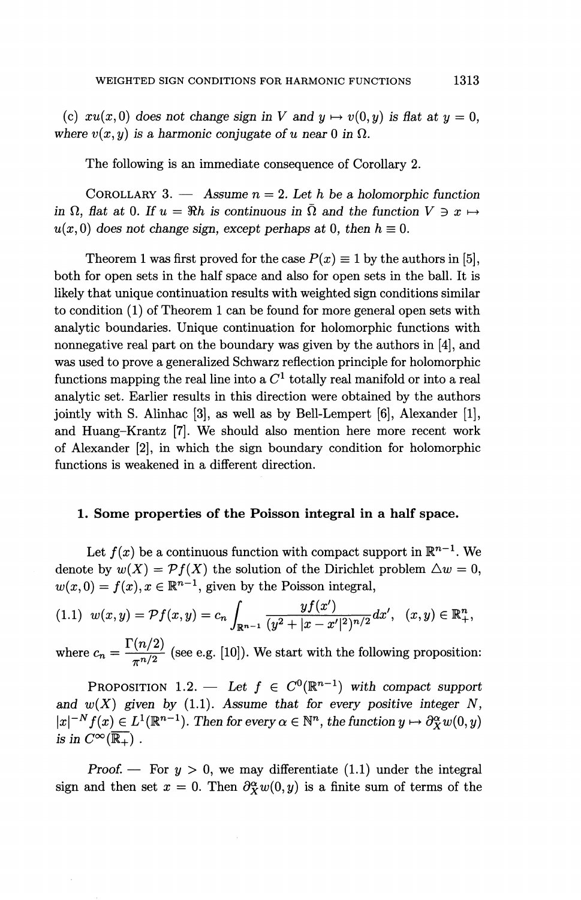(c) $xu(x,0)$ *does not change sign in* $V$ *and* $y \mapsto v(0,y)$ *is flat at* $y = 0$, *where* $v(x,y)$ *is a harmonic conjugate of* $u$ *near* 0 *in* $\Omega$.

The following is an immediate consequence of Corollary 2.

COROLLARY 3. — *Assume* $n = 2$. *Let* $h$ *be a holomorphic function in* $\Omega$, *flat at* 0. *If* $u = \Re h$ *is continuous in* $\bar{\Omega}$ *and the function* $V \ni x \mapsto u(x,0)$ *does not change sign, except perhaps at* 0, *then* $h \equiv 0$.

Theorem 1 was first proved for the case $P(x) \equiv 1$ by the authors in [5], both for open sets in the half space and also for open sets in the ball. It is likely that unique continuation results with weighted sign conditions similar to condition (1) of Theorem 1 can be found for more general open sets with analytic boundaries. Unique continuation for holomorphic functions with nonnegative real part on the boundary was given by the authors in [4], and was used to prove a generalized Schwarz reflection principle for holomorphic functions mapping the real line into a $C^1$ totally real manifold or into a real analytic set. Earlier results in this direction were obtained by the authors jointly with S. Alinhac [3], as well as by Bell-Lempert [6], Alexander [1], and Huang–Krantz [7]. We should also mention here more recent work of Alexander [2], in which the sign boundary condition for holomorphic functions is weakened in a different direction.

## 1. Some properties of the Poisson integral in a half space.

Let $f(x)$ be a continuous function with compact support in $\mathbb{R}^{n-1}$. We denote by $w(X) = \mathcal{P}f(X)$ the solution of the Dirichlet problem $\Delta w = 0$, $w(x,0) = f(x), x \in \mathbb{R}^{n-1}$, given by the Poisson integral,

$$(1.1)\quad w(x,y) = \mathcal{P}f(x,y) = c_n \int_{\mathbb{R}^{n-1}} \frac{yf(x')}{(y^2 + |x-x'|^2)^{n/2}} dx', \quad (x,y) \in \mathbb{R}^n_+,$$

where $c_n = \dfrac{\Gamma(n/2)}{\pi^{n/2}}$ (see e.g. [10]). We start with the following proposition:

PROPOSITION 1.2. — *Let* $f \in C^0(\mathbb{R}^{n-1})$ *with compact support and* $w(X)$ *given by* (1.1). *Assume that for every positive integer* $N$, $|x|^{-N} f(x) \in L^1(\mathbb{R}^{n-1})$. *Then for every* $\alpha \in \mathbb{N}^n$, *the function* $y \mapsto \partial_X^\alpha w(0,y)$ *is in* $C^\infty(\overline{\mathbb{R}_+})$.

*Proof.* — For $y > 0$, we may differentiate (1.1) under the integral sign and then set $x = 0$. Then $\partial_X^\alpha w(0,y)$ is a finite sum of terms of the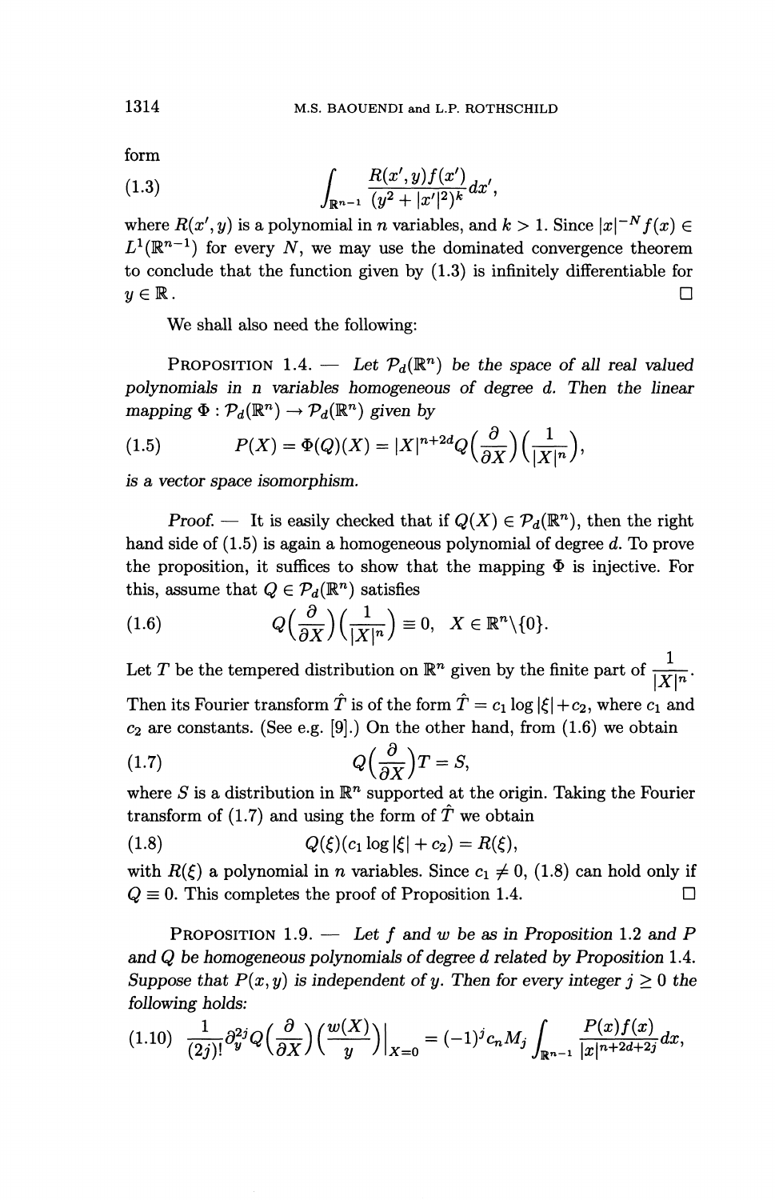form

$$\int_{\mathbb{R}^{n-1}} \frac{R(x',y)f(x')}{(y^2+|x'|^2)^k}dx', \tag{1.3}$$

where $R(x',y)$ is a polynomial in $n$ variables, and $k > 1$. Since $|x|^{-N}f(x) \in L^1(\mathbb{R}^{n-1})$ for every $N$, we may use the dominated convergence theorem to conclude that the function given by (1.3) is infinitely differentiable for $y \in \mathbb{R}$. □

We shall also need the following:

**Proposition 1.4.** — *Let $\mathcal{P}_d(\mathbb{R}^n)$ be the space of all real valued polynomials in $n$ variables homogeneous of degree $d$. Then the linear mapping $\Phi : \mathcal{P}_d(\mathbb{R}^n) \to \mathcal{P}_d(\mathbb{R}^n)$ given by*

$$P(X) = \Phi(Q)(X) = |X|^{n+2d}Q\Big(\frac{\partial}{\partial X}\Big)\Big(\frac{1}{|X|^n}\Big), \tag{1.5}$$

*is a vector space isomorphism.*

*Proof.* — It is easily checked that if $Q(X) \in \mathcal{P}_d(\mathbb{R}^n)$, then the right hand side of (1.5) is again a homogeneous polynomial of degree $d$. To prove the proposition, it suffices to show that the mapping $\Phi$ is injective. For this, assume that $Q \in \mathcal{P}_d(\mathbb{R}^n)$ satisfies

$$Q\Big(\frac{\partial}{\partial X}\Big)\Big(\frac{1}{|X|^n}\Big) \equiv 0, \quad X \in \mathbb{R}^n\backslash\{0\}. \tag{1.6}$$

Let $T$ be the tempered distribution on $\mathbb{R}^n$ given by the finite part of $\frac{1}{|X|^n}$. Then its Fourier transform $\hat{T}$ is of the form $\hat{T} = c_1 \log|\xi| + c_2$, where $c_1$ and $c_2$ are constants. (See e.g. [9].) On the other hand, from (1.6) we obtain

$$Q\Big(\frac{\partial}{\partial X}\Big)T = S, \tag{1.7}$$

where $S$ is a distribution in $\mathbb{R}^n$ supported at the origin. Taking the Fourier transform of (1.7) and using the form of $\hat{T}$ we obtain

$$Q(\xi)(c_1 \log|\xi| + c_2) = R(\xi), \tag{1.8}$$

with $R(\xi)$ a polynomial in $n$ variables. Since $c_1 \neq 0$, (1.8) can hold only if $Q \equiv 0$. This completes the proof of Proposition 1.4. □

**Proposition 1.9.** — *Let $f$ and $w$ be as in Proposition 1.2 and $P$ and $Q$ be homogeneous polynomials of degree $d$ related by Proposition 1.4. Suppose that $P(x,y)$ is independent of $y$. Then for every integer $j \geq 0$ the following holds:*

$$\frac{1}{(2j)!}\partial_y^{2j}Q\Big(\frac{\partial}{\partial X}\Big)\Big(\frac{w(X)}{y}\Big)\Big|_{X=0} = (-1)^j c_n M_j \int_{\mathbb{R}^{n-1}} \frac{P(x)f(x)}{|x|^{n+2d+2j}}dx, \tag{1.10}$$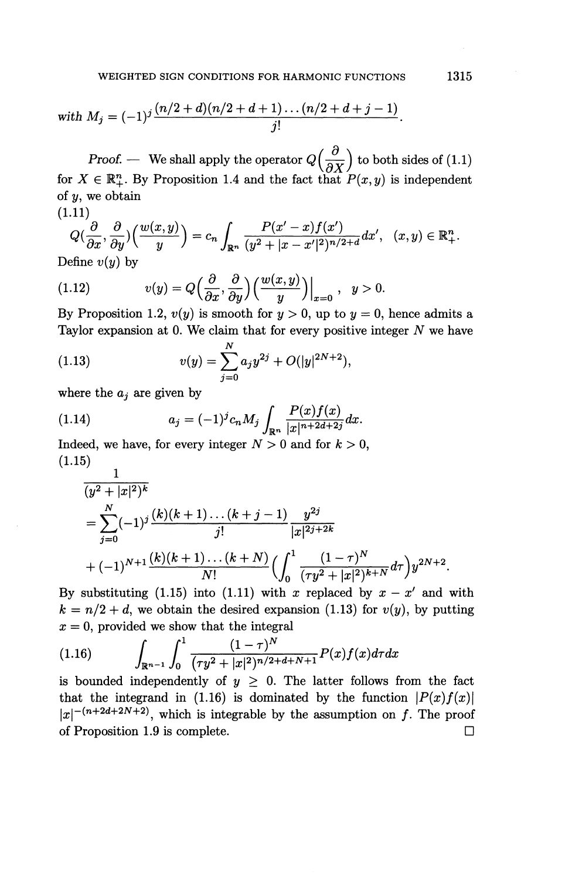with $M_j = (-1)^j \dfrac{(n/2+d)(n/2+d+1)\dots(n/2+d+j-1)}{j!}$.

*Proof.* — We shall apply the operator $Q\Big(\dfrac{\partial}{\partial X}\Big)$ to both sides of (1.1) for $X \in \mathbb{R}^n_+$. By Proposition 1.4 and the fact that $P(x,y)$ is independent of $y$, we obtain

$$
(1.11) \qquad Q\Big(\frac{\partial}{\partial x}, \frac{\partial}{\partial y}\Big)\Big(\frac{w(x,y)}{y}\Big) = c_n \int_{\mathbb{R}^n} \frac{P(x'-x)f(x')}{(y^2+|x-x'|^2)^{n/2+d}}dx', \quad (x,y) \in \mathbb{R}^n_+.
$$

Define $v(y)$ by

$$
(1.12) \qquad v(y) = Q\Big(\frac{\partial}{\partial x}, \frac{\partial}{\partial y}\Big)\Big(\frac{w(x,y)}{y}\Big)\Big|_{x=0}, \quad y > 0.
$$

By Proposition 1.2, $v(y)$ is smooth for $y > 0$, up to $y = 0$, hence admits a Taylor expansion at 0. We claim that for every positive integer $N$ we have

$$
(1.13) \qquad v(y) = \sum_{j=0}^{N} a_j y^{2j} + O(|y|^{2N+2}),
$$

where the $a_j$ are given by

$$
(1.14) \qquad a_j = (-1)^j c_n M_j \int_{\mathbb{R}^n} \frac{P(x)f(x)}{|x|^{n+2d+2j}}dx.
$$

Indeed, we have, for every integer $N > 0$ and for $k > 0$,

$$
(1.15) \qquad \begin{aligned}
&\frac{1}{(y^2+|x|^2)^k} \\
&= \sum_{j=0}^{N}(-1)^j \frac{(k)(k+1)\dots(k+j-1)}{j!}\frac{y^{2j}}{|x|^{2j+2k}} \\
&+ (-1)^{N+1}\frac{(k)(k+1)\dots(k+N)}{N!}\Big(\int_0^1 \frac{(1-\tau)^N}{(\tau y^2+|x|^2)^{k+N}}d\tau\Big)y^{2N+2}.
\end{aligned}
$$

By substituting (1.15) into (1.11) with $x$ replaced by $x - x'$ and with $k = n/2 + d$, we obtain the desired expansion (1.13) for $v(y)$, by putting $x = 0$, provided we show that the integral

$$
(1.16) \qquad \int_{\mathbb{R}^{n-1}} \int_0^1 \frac{(1-\tau)^N}{(\tau y^2+|x|^2)^{n/2+d+N+1}}P(x)f(x)d\tau dx
$$

is bounded independently of $y \geq 0$. The latter follows from the fact that the integrand in (1.16) is dominated by the function $|P(x)f(x)|$ $|x|^{-(n+2d+2N+2)}$, which is integrable by the assumption on $f$. The proof of Proposition 1.9 is complete. $\square$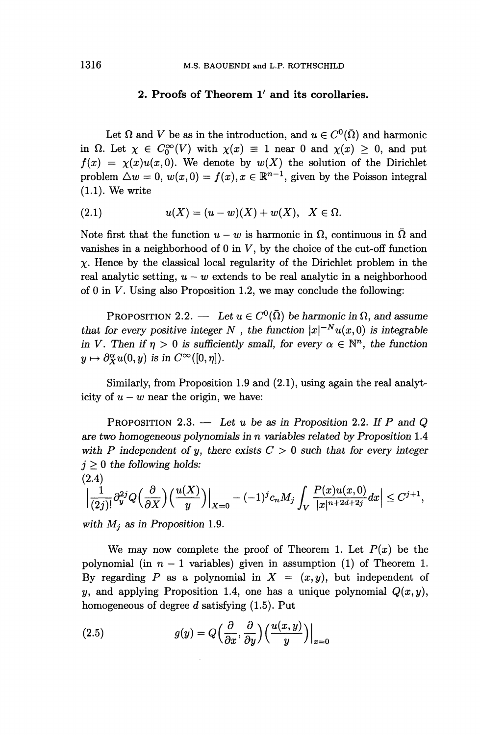## 2. Proofs of Theorem 1′ and its corollaries.

Let $\Omega$ and $V$ be as in the introduction, and $u \in C^0(\bar{\Omega})$ and harmonic in $\Omega$. Let $\chi \in C_0^\infty(V)$ with $\chi(x) \equiv 1$ near 0 and $\chi(x) \geq 0$, and put $f(x) = \chi(x)u(x,0)$. We denote by $w(X)$ the solution of the Dirichlet problem $\triangle w = 0$, $w(x,0) = f(x), x \in \mathbb{R}^{n-1}$, given by the Poisson integral (1.1). We write

$$
(2.1) \qquad u(X) = (u - w)(X) + w(X), \quad X \in \Omega.
$$

Note first that the function $u - w$ is harmonic in $\Omega$, continuous in $\bar{\Omega}$ and vanishes in a neighborhood of 0 in $V$, by the choice of the cut-off function $\chi$. Hence by the classical local regularity of the Dirichlet problem in the real analytic setting, $u - w$ extends to be real analytic in a neighborhood of 0 in $V$. Using also Proposition 1.2, we may conclude the following:

Proposition 2.2. — *Let $u \in C^0(\bar{\Omega})$ be harmonic in $\Omega$, and assume that for every positive integer $N$, the function $|x|^{-N}u(x,0)$ is integrable in $V$. Then if $\eta > 0$ is sufficiently small, for every $\alpha \in \mathbb{N}^n$, the function $y \mapsto \partial_X^\alpha u(0,y)$ is in $C^\infty([0,\eta])$.*

Similarly, from Proposition 1.9 and (2.1), using again the real analyticity of $u - w$ near the origin, we have:

Proposition 2.3. — *Let $u$ be as in Proposition 2.2. If $P$ and $Q$ are two homogeneous polynomials in $n$ variables related by Proposition 1.4 with $P$ independent of $y$, there exists $C > 0$ such that for every integer $j \geq 0$ the following holds:*

$$
(2.4) \quad \left| \frac{1}{(2j)!} \partial_y^{2j} Q\Big(\frac{\partial}{\partial X}\Big)\Big(\frac{u(X)}{y}\Big)\Big|_{X=0} - (-1)^j c_n M_j \int_V \frac{P(x)u(x,0)}{|x|^{n+2d+2j}} dx \right| \leq C^{j+1},
$$

*with $M_j$ as in Proposition 1.9.*

We may now complete the proof of Theorem 1. Let $P(x)$ be the polynomial (in $n-1$ variables) given in assumption (1) of Theorem 1. By regarding $P$ as a polynomial in $X = (x,y)$, but independent of $y$, and applying Proposition 1.4, one has a unique polynomial $Q(x,y)$, homogeneous of degree $d$ satisfying (1.5). Put

$$
(2.5) \qquad g(y) = Q\Big(\frac{\partial}{\partial x}, \frac{\partial}{\partial y}\Big)\Big(\frac{u(x,y)}{y}\Big)\Big|_{x=0}
$$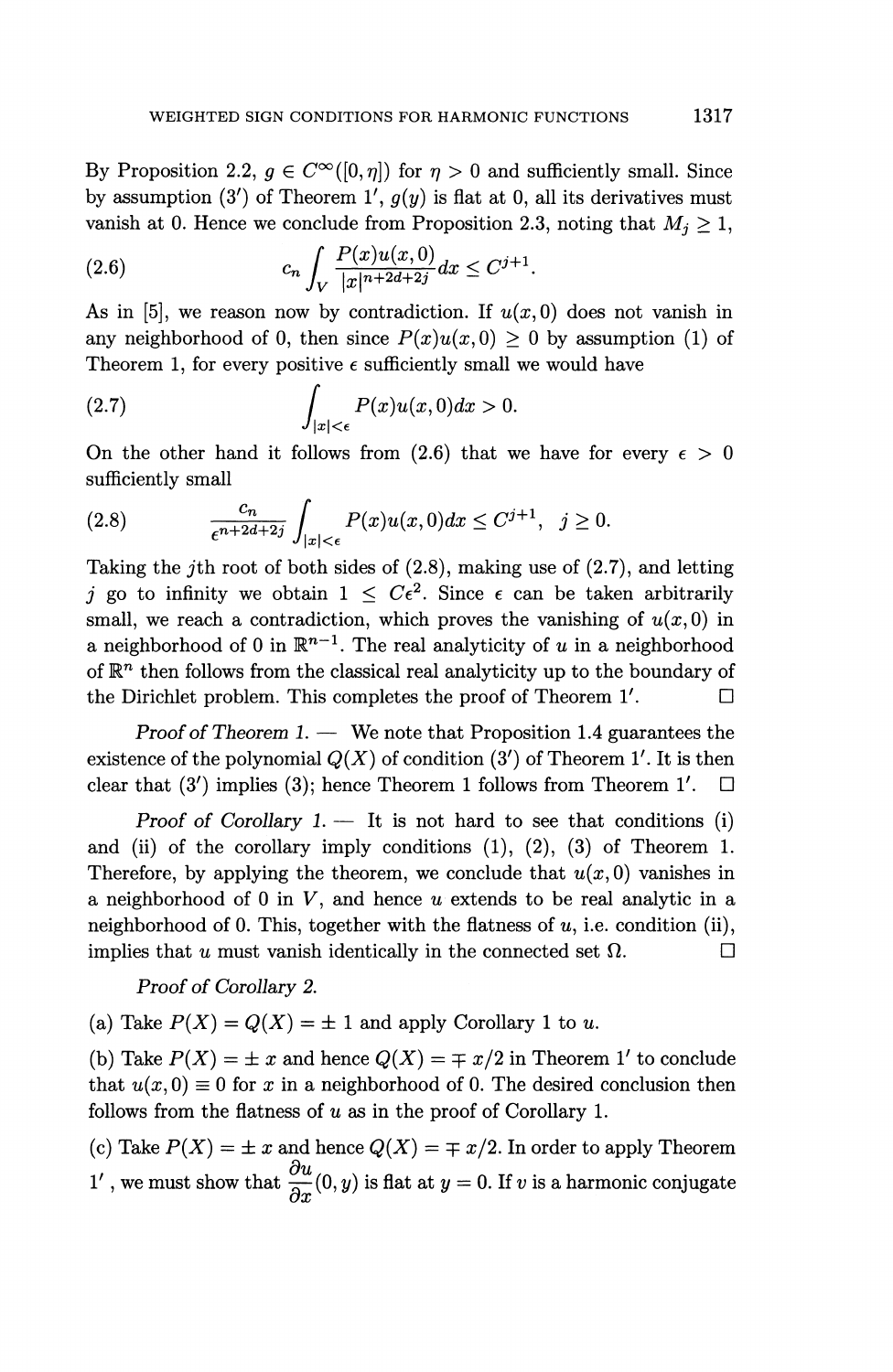By Proposition 2.2, $g \in C^\infty([0, \eta])$ for $\eta > 0$ and sufficiently small. Since by assumption (3′) of Theorem 1′, $g(y)$ is flat at 0, all its derivatives must vanish at 0. Hence we conclude from Proposition 2.3, noting that $M_j \geq 1$,

$$c_n \int_V \frac{P(x)u(x,0)}{|x|^{n+2d+2j}} dx \leq C^{j+1}. \tag{2.6}$$

As in [5], we reason now by contradiction. If $u(x, 0)$ does not vanish in any neighborhood of 0, then since $P(x)u(x, 0) \geq 0$ by assumption (1) of Theorem 1, for every positive $\epsilon$ sufficiently small we would have

$$\int_{|x|<\epsilon} P(x)u(x,0)dx > 0. \tag{2.7}$$

On the other hand it follows from (2.6) that we have for every $\epsilon > 0$ sufficiently small

$$\frac{c_n}{\epsilon^{n+2d+2j}} \int_{|x|<\epsilon} P(x)u(x,0)dx \leq C^{j+1}, \quad j \geq 0. \tag{2.8}$$

Taking the $j$th root of both sides of (2.8), making use of (2.7), and letting $j$ go to infinity we obtain $1 \leq C\epsilon^2$. Since $\epsilon$ can be taken arbitrarily small, we reach a contradiction, which proves the vanishing of $u(x, 0)$ in a neighborhood of 0 in $\mathbb{R}^{n-1}$. The real analyticity of $u$ in a neighborhood of $\mathbb{R}^n$ then follows from the classical real analyticity up to the boundary of the Dirichlet problem. This completes the proof of Theorem 1′. □

*Proof of Theorem 1.* — We note that Proposition 1.4 guarantees the existence of the polynomial $Q(X)$ of condition (3′) of Theorem 1′. It is then clear that (3′) implies (3); hence Theorem 1 follows from Theorem 1′. □

*Proof of Corollary 1.* — It is not hard to see that conditions (i) and (ii) of the corollary imply conditions (1), (2), (3) of Theorem 1. Therefore, by applying the theorem, we conclude that $u(x, 0)$ vanishes in a neighborhood of 0 in $V$, and hence $u$ extends to be real analytic in a neighborhood of 0. This, together with the flatness of $u$, i.e. condition (ii), implies that $u$ must vanish identically in the connected set $\Omega$. □

*Proof of Corollary 2.*

(a) Take $P(X) = Q(X) = \pm 1$ and apply Corollary 1 to $u$.

(b) Take $P(X) = \pm x$ and hence $Q(X) = \mp x/2$ in Theorem 1′ to conclude that $u(x, 0) \equiv 0$ for $x$ in a neighborhood of 0. The desired conclusion then follows from the flatness of $u$ as in the proof of Corollary 1.

(c) Take $P(X) = \pm x$ and hence $Q(X) = \mp x/2$. In order to apply Theorem 1′, we must show that $\frac{\partial u}{\partial x}(0, y)$ is flat at $y = 0$. If $v$ is a harmonic conjugate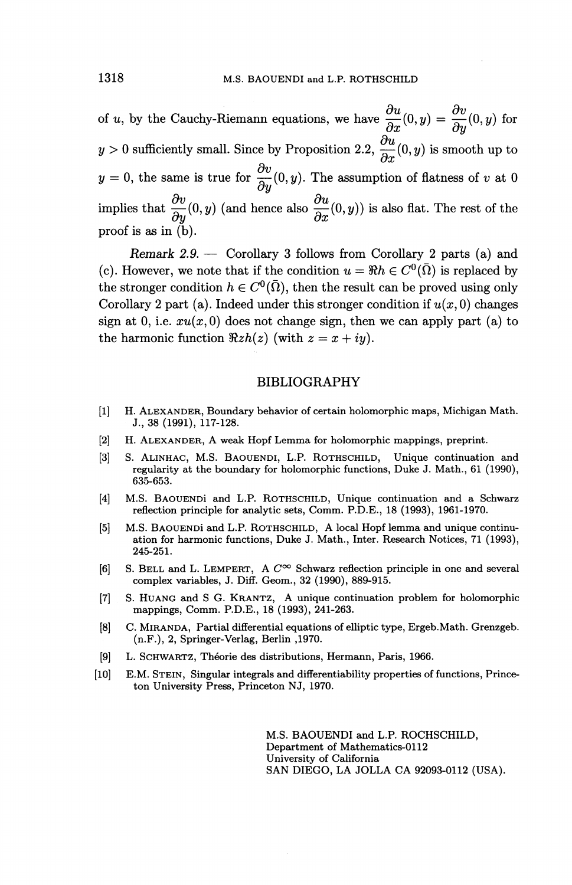of $u$, by the Cauchy-Riemann equations, we have $\frac{\partial u}{\partial x}(0,y) = \frac{\partial v}{\partial y}(0,y)$ for $y > 0$ sufficiently small. Since by Proposition 2.2, $\frac{\partial u}{\partial x}(0,y)$ is smooth up to $y = 0$, the same is true for $\frac{\partial v}{\partial y}(0,y)$. The assumption of flatness of $v$ at 0 implies that $\frac{\partial v}{\partial y}(0,y)$ (and hence also $\frac{\partial u}{\partial x}(0,y)$) is also flat. The rest of the proof is as in (b).

*Remark 2.9.* — Corollary 3 follows from Corollary 2 parts (a) and (c). However, we note that if the condition $u = \Re h \in C^0(\bar{\Omega})$ is replaced by the stronger condition $h \in C^0(\bar{\Omega})$, then the result can be proved using only Corollary 2 part (a). Indeed under this stronger condition if $u(x,0)$ changes sign at 0, i.e. $xu(x,0)$ does not change sign, then we can apply part (a) to the harmonic function $\Re zh(z)$ (with $z = x + iy$).

## BIBLIOGRAPHY

[1] H. ALEXANDER, Boundary behavior of certain holomorphic maps, Michigan Math. J., 38 (1991), 117-128.

[2] H. ALEXANDER, A weak Hopf Lemma for holomorphic mappings, preprint.

[3] S. ALINHAC, M.S. BAOUENDI, L.P. ROTHSCHILD, Unique continuation and regularity at the boundary for holomorphic functions, Duke J. Math., 61 (1990), 635-653.

[4] M.S. BAOUENDI and L.P. ROTHSCHILD, Unique continuation and a Schwarz reflection principle for analytic sets, Comm. P.D.E., 18 (1993), 1961-1970.

[5] M.S. BAOUENDI and L.P. ROTHSCHILD, A local Hopf lemma and unique continuation for harmonic functions, Duke J. Math., Inter. Research Notices, 71 (1993), 245-251.

[6] S. BELL and L. LEMPERT, A $C^\infty$ Schwarz reflection principle in one and several complex variables, J. Diff. Geom., 32 (1990), 889-915.

[7] S. HUANG and S G. KRANTZ, A unique continuation problem for holomorphic mappings, Comm. P.D.E., 18 (1993), 241-263.

[8] C. MIRANDA, Partial differential equations of elliptic type, Ergeb.Math. Grenzgeb. (n.F.), 2, Springer-Verlag, Berlin ,1970.

[9] L. SCHWARTZ, Théorie des distributions, Hermann, Paris, 1966.

[10] E.M. STEIN, Singular integrals and differentiability properties of functions, Princeton University Press, Princeton NJ, 1970.

M.S. BAOUENDI and L.P. ROCHSCHILD,
Department of Mathematics-0112
University of California
SAN DIEGO, LA JOLLA CA 92093-0112 (USA).